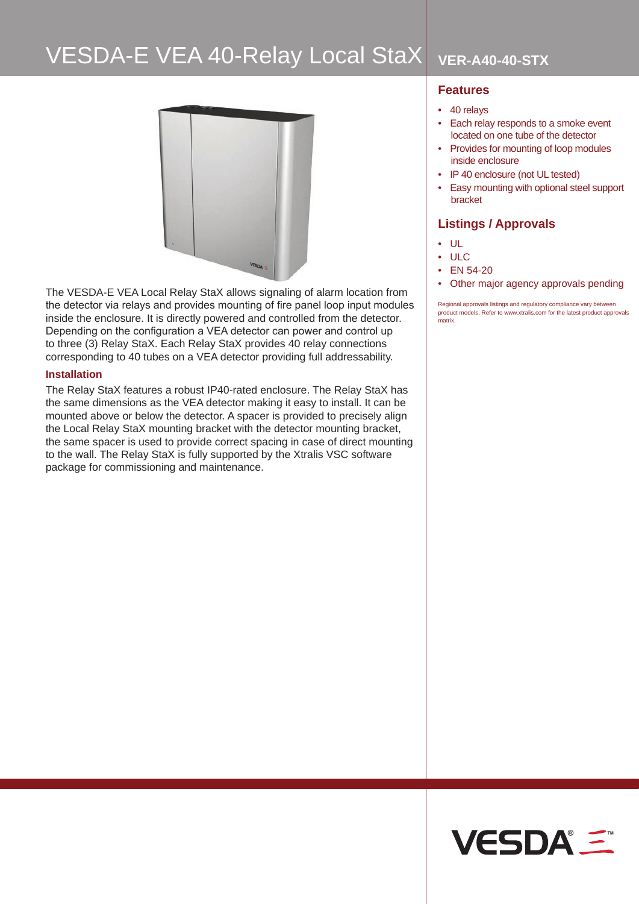# VESDA-E VEA 40-Relay Local StaX

## VER-A40-40-STX

The VESDA-E VEA Local Relay StaX allows signaling of alarm location from the detector via relays and provides mounting of fire panel loop input modules inside the enclosure. It is directly powered and controlled from the detector. Depending on the configuration a VEA detector can power and control up to three (3) Relay StaX. Each Relay StaX provides 40 relay connections corresponding to 40 tubes on a VEA detector providing full addressability.

### Installation

The Relay StaX features a robust IP40-rated enclosure. The Relay StaX has the same dimensions as the VEA detector making it easy to install. It can be mounted above or below the detector. A spacer is provided to precisely align the Local Relay StaX mounting bracket with the detector mounting bracket, the same spacer is used to provide correct spacing in case of direct mounting to the wall. The Relay StaX is fully supported by the Xtralis VSC software package for commissioning and maintenance.

### Features

- 40 relays
- Each relay responds to a smoke event located on one tube of the detector
- Provides for mounting of loop modules inside enclosure
- IP 40 enclosure (not UL tested)
- Easy mounting with optional steel support bracket

### Listings / Approvals

- UL
- ULC
- EN 54-20
- Other major agency approvals pending

Regional approvals listings and regulatory compliance vary between product models. Refer to www.xtralis.com for the latest product approvals matrix.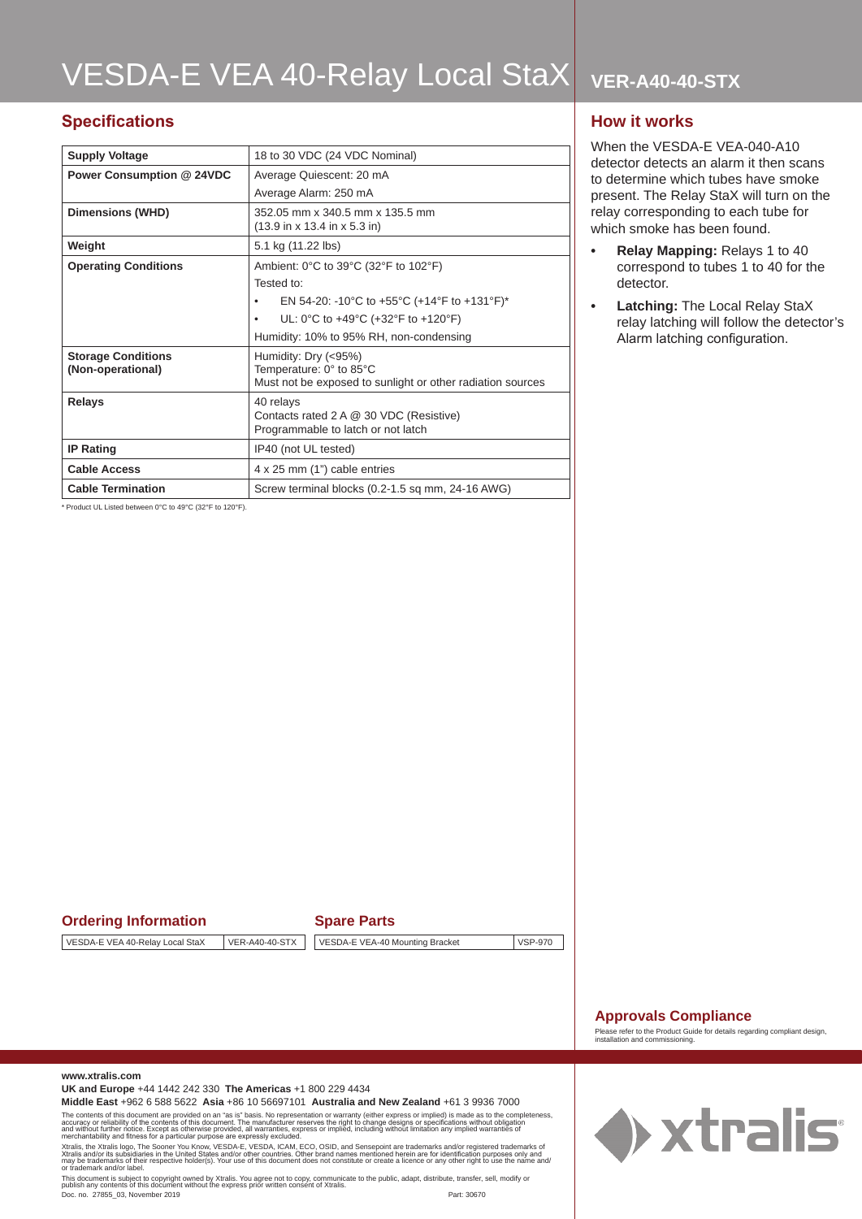# VESDA-E VEA 40-Relay Local StaX

**VER-A40-40-STX**

## Specifications

| | |
|---|---|
| **Supply Voltage** | 18 to 30 VDC (24 VDC Nominal) |
| **Power Consumption @ 24VDC** | Average Quiescent: 20 mA<br>Average Alarm: 250 mA |
| **Dimensions (WHD)** | 352.05 mm x 340.5 mm x 135.5 mm<br>(13.9 in x 13.4 in x 5.3 in) |
| **Weight** | 5.1 kg (11.22 lbs) |
| **Operating Conditions** | Ambient: 0°C to 39°C (32°F to 102°F)<br>Tested to:<br>• EN 54-20: -10°C to +55°C (+14°F to +131°F)*<br>• UL: 0°C to +49°C (+32°F to +120°F)<br>Humidity: 10% to 95% RH, non-condensing |
| **Storage Conditions (Non-operational)** | Humidity: Dry (<95%)<br>Temperature: 0° to 85°C<br>Must not be exposed to sunlight or other radiation sources |
| **Relays** | 40 relays<br>Contacts rated 2 A @ 30 VDC (Resistive)<br>Programmable to latch or not latch |
| **IP Rating** | IP40 (not UL tested) |
| **Cable Access** | 4 x 25 mm (1") cable entries |
| **Cable Termination** | Screw terminal blocks (0.2-1.5 sq mm, 24-16 AWG) |

* Product UL Listed between 0°C to 49°C (32°F to 120°F).

## How it works

When the VESDA-E VEA-040-A10 detector detects an alarm it then scans to determine which tubes have smoke present. The Relay StaX will turn on the relay corresponding to each tube for which smoke has been found.

- **Relay Mapping:** Relays 1 to 40 correspond to tubes 1 to 40 for the detector.
- **Latching:** The Local Relay StaX relay latching will follow the detector's Alarm latching configuration.

## Ordering Information

| | |
|---|---|
| VESDA-E VEA 40-Relay Local StaX | VER-A40-40-STX |

## Spare Parts

| | |
|---|---|
| VESDA-E VEA-40 Mounting Bracket | VSP-970 |

## Approvals Compliance

Please refer to the Product Guide for details regarding compliant design, installation and commissioning.

**www.xtralis.com**

**UK and Europe** +44 1442 242 330 **The Americas** +1 800 229 4434
**Middle East** +962 6 588 5622 **Asia** +86 10 56697101 **Australia and New Zealand** +61 3 9936 7000

The contents of this document are provided on an "as is" basis. No representation or warranty (either express or implied) is made as to the completeness, accuracy or reliability of the contents of this document. The manufacturer reserves the right to change designs or specifications without obligation and without further notice. Except as otherwise provided, all warranties, express or implied, including without limitation any implied warranties of merchantability and fitness for a particular purpose are expressly excluded.

Xtralis, the Xtralis logo, The Sooner You Know, VESDA-E, VESDA, ICAM, ECO, OSID, and Sensepoint are trademarks and/or registered trademarks of Xtralis and/or its subsidiaries in the United States and/or other countries. Other brand names mentioned herein are for identification purposes only and may be trademarks of their respective holder(s). Your use of this document does not constitute or create a licence or any other right to use the name and/or trademark and/or label.

This document is subject to copyright owned by Xtralis. You agree not to copy, communicate to the public, adapt, distribute, transfer, sell, modify or publish any contents of this document without the express prior written consent of Xtralis.

Doc. no. 27855_03, November 2019 Part: 30670

xtralis